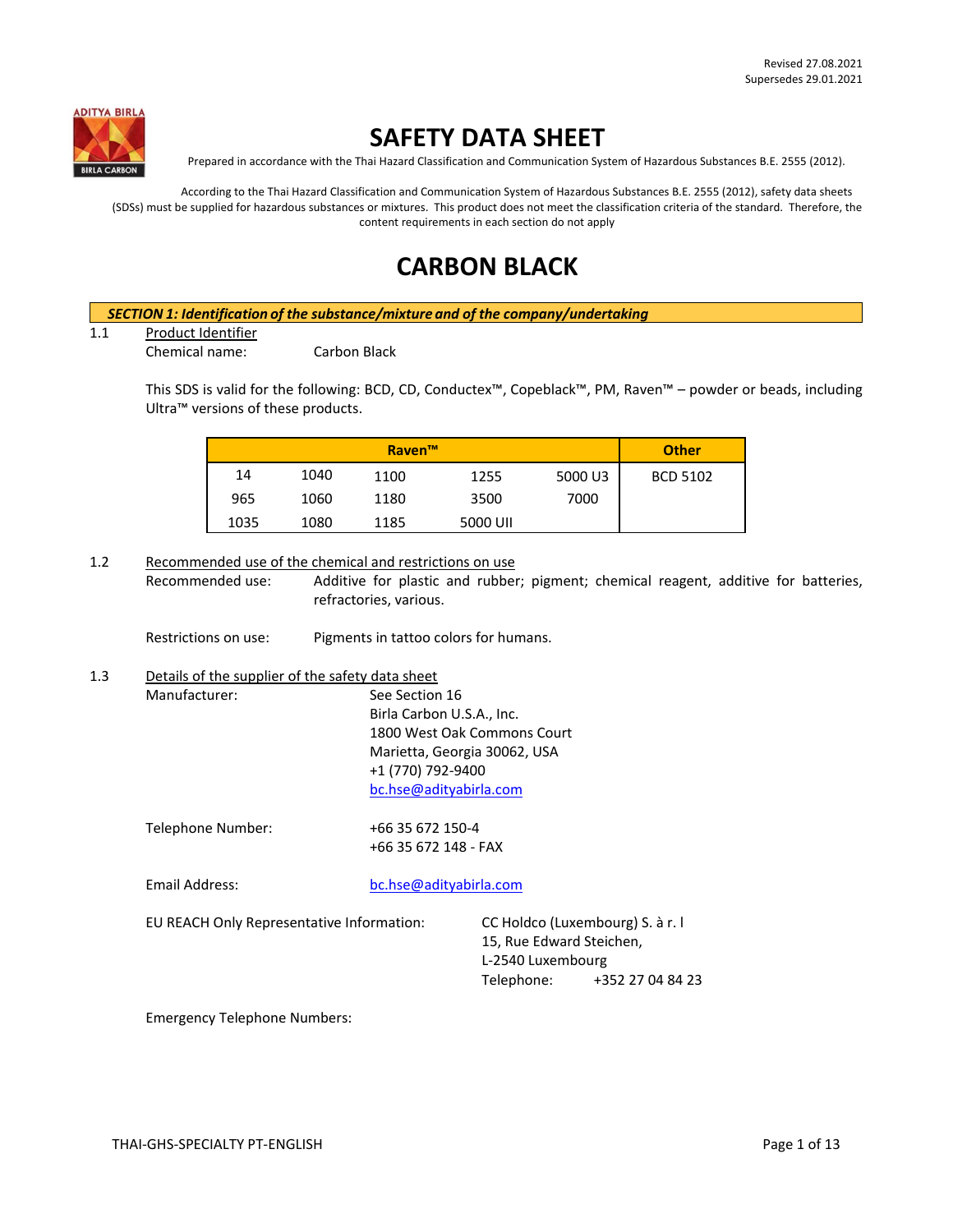Revised 27.08.2021
Supersedes 29.01.2021

# SAFETY DATA SHEET

Prepared in accordance with the Thai Hazard Classification and Communication System of Hazardous Substances B.E. 2555 (2012).

According to the Thai Hazard Classification and Communication System of Hazardous Substances B.E. 2555 (2012), safety data sheets (SDSs) must be supplied for hazardous substances or mixtures. This product does not meet the classification criteria of the standard. Therefore, the content requirements in each section do not apply

# CARBON BLACK

## SECTION 1: Identification of the substance/mixture and of the company/undertaking

1.1 Product Identifier

Chemical name: Carbon Black

This SDS is valid for the following: BCD, CD, Conductex™, Copeblack™, PM, Raven™ – powder or beads, including Ultra™ versions of these products.

| Raven™ | | | | | Other |
|---|---|---|---|---|---|
| 14 | 1040 | 1100 | 1255 | 5000 U3 | BCD 5102 |
| 965 | 1060 | 1180 | 3500 | 7000 | |
| 1035 | 1080 | 1185 | 5000 UII | | |

1.2 Recommended use of the chemical and restrictions on use

Recommended use: Additive for plastic and rubber; pigment; chemical reagent, additive for batteries, refractories, various.

Restrictions on use: Pigments in tattoo colors for humans.

1.3 Details of the supplier of the safety data sheet

Manufacturer: See Section 16
Birla Carbon U.S.A., Inc.
1800 West Oak Commons Court
Marietta, Georgia 30062, USA
+1 (770) 792-9400
bc.hse@adityabirla.com

Telephone Number: +66 35 672 150-4
+66 35 672 148 - FAX

Email Address: bc.hse@adityabirla.com

EU REACH Only Representative Information: CC Holdco (Luxembourg) S. à r. l
15, Rue Edward Steichen,
L-2540 Luxembourg
Telephone: +352 27 04 84 23

Emergency Telephone Numbers: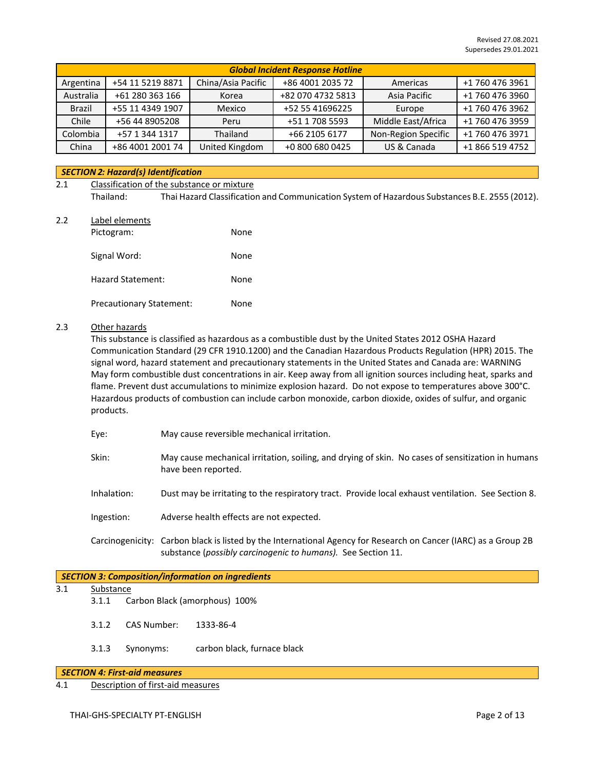Revised 27.08.2021
Supersedes 29.01.2021

| Global Incident Response Hotline | | | | | |
|---|---|---|---|---|---|
| Argentina | +54 11 5219 8871 | China/Asia Pacific | +86 4001 2035 72 | Americas | +1 760 476 3961 |
| Australia | +61 280 363 166 | Korea | +82 070 4732 5813 | Asia Pacific | +1 760 476 3960 |
| Brazil | +55 11 4349 1907 | Mexico | +52 55 41696225 | Europe | +1 760 476 3962 |
| Chile | +56 44 8905208 | Peru | +51 1 708 5593 | Middle East/Africa | +1 760 476 3959 |
| Colombia | +57 1 344 1317 | Thailand | +66 2105 6177 | Non-Region Specific | +1 760 476 3971 |
| China | +86 4001 2001 74 | United Kingdom | +0 800 680 0425 | US & Canada | +1 866 519 4752 |

## *SECTION 2: Hazard(s) Identification*

2.1 Classification of the substance or mixture

Thailand: Thai Hazard Classification and Communication System of Hazardous Substances B.E. 2555 (2012).

2.2 Label elements

Pictogram: None

Signal Word: None

Hazard Statement: None

Precautionary Statement: None

2.3 Other hazards

This substance is classified as hazardous as a combustible dust by the United States 2012 OSHA Hazard Communication Standard (29 CFR 1910.1200) and the Canadian Hazardous Products Regulation (HPR) 2015. The signal word, hazard statement and precautionary statements in the United States and Canada are: WARNING May form combustible dust concentrations in air. Keep away from all ignition sources including heat, sparks and flame. Prevent dust accumulations to minimize explosion hazard. Do not expose to temperatures above 300°C. Hazardous products of combustion can include carbon monoxide, carbon dioxide, oxides of sulfur, and organic products.

Eye: May cause reversible mechanical irritation.

Skin: May cause mechanical irritation, soiling, and drying of skin. No cases of sensitization in humans have been reported.

Inhalation: Dust may be irritating to the respiratory tract. Provide local exhaust ventilation. See Section 8.

Ingestion: Adverse health effects are not expected.

Carcinogenicity: Carbon black is listed by the International Agency for Research on Cancer (IARC) as a Group 2B substance (*possibly carcinogenic to humans).* See Section 11.

## *SECTION 3: Composition/information on ingredients*

3.1 Substance

3.1.1 Carbon Black (amorphous) 100%

3.1.2 CAS Number: 1333-86-4

3.1.3 Synonyms: carbon black, furnace black

## *SECTION 4: First-aid measures*

4.1 Description of first-aid measures

THAI-GHS-SPECIALTY PT-ENGLISH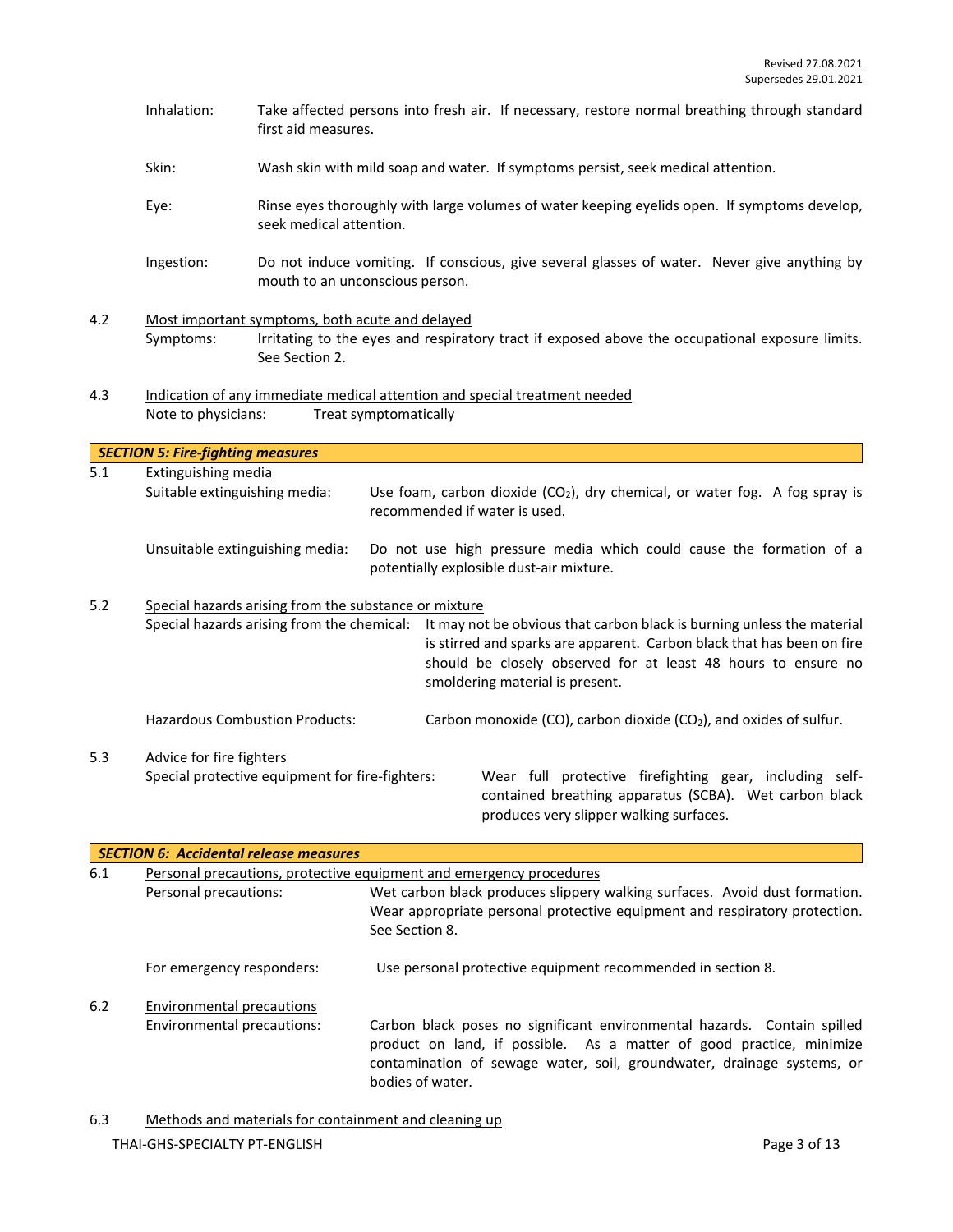Inhalation: Take affected persons into fresh air. If necessary, restore normal breathing through standard first aid measures.

Skin: Wash skin with mild soap and water. If symptoms persist, seek medical attention.

Eye: Rinse eyes thoroughly with large volumes of water keeping eyelids open. If symptoms develop, seek medical attention.

Ingestion: Do not induce vomiting. If conscious, give several glasses of water. Never give anything by mouth to an unconscious person.

4.2 Most important symptoms, both acute and delayed

Symptoms: Irritating to the eyes and respiratory tract if exposed above the occupational exposure limits. See Section 2.

4.3 Indication of any immediate medical attention and special treatment needed

Note to physicians: Treat symptomatically

## *SECTION 5: Fire-fighting measures*

5.1 Extinguishing media

Suitable extinguishing media: Use foam, carbon dioxide ($CO_2$), dry chemical, or water fog. A fog spray is recommended if water is used.

Unsuitable extinguishing media: Do not use high pressure media which could cause the formation of a potentially explosible dust-air mixture.

5.2 Special hazards arising from the substance or mixture

Special hazards arising from the chemical: It may not be obvious that carbon black is burning unless the material is stirred and sparks are apparent. Carbon black that has been on fire should be closely observed for at least 48 hours to ensure no smoldering material is present.

Hazardous Combustion Products: Carbon monoxide (CO), carbon dioxide ($CO_2$), and oxides of sulfur.

5.3 Advice for fire fighters

Special protective equipment for fire-fighters: Wear full protective firefighting gear, including self-contained breathing apparatus (SCBA). Wet carbon black produces very slipper walking surfaces.

## *SECTION 6: Accidental release measures*

6.1 Personal precautions, protective equipment and emergency procedures

Personal precautions: Wet carbon black produces slippery walking surfaces. Avoid dust formation. Wear appropriate personal protective equipment and respiratory protection. See Section 8.

For emergency responders: Use personal protective equipment recommended in section 8.

6.2 Environmental precautions

Environmental precautions: Carbon black poses no significant environmental hazards. Contain spilled product on land, if possible. As a matter of good practice, minimize contamination of sewage water, soil, groundwater, drainage systems, or bodies of water.

6.3 Methods and materials for containment and cleaning up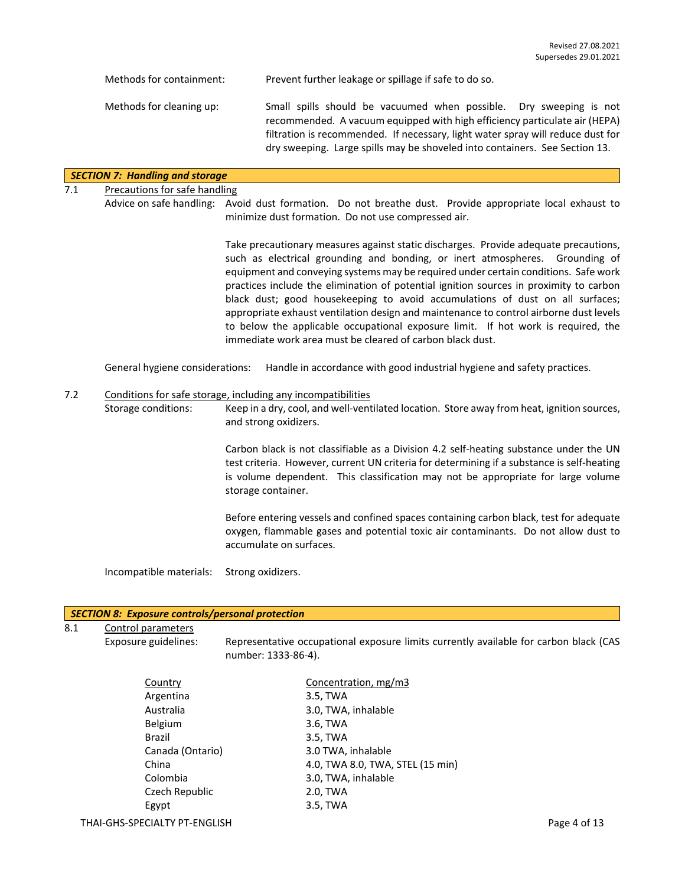Methods for containment: Prevent further leakage or spillage if safe to do so.

Methods for cleaning up: Small spills should be vacuumed when possible. Dry sweeping is not recommended. A vacuum equipped with high efficiency particulate air (HEPA) filtration is recommended. If necessary, light water spray will reduce dust for dry sweeping. Large spills may be shoveled into containers. See Section 13.

## *SECTION 7: Handling and storage*

### 7.1 Precautions for safe handling

Advice on safe handling: Avoid dust formation. Do not breathe dust. Provide appropriate local exhaust to minimize dust formation. Do not use compressed air.

Take precautionary measures against static discharges. Provide adequate precautions, such as electrical grounding and bonding, or inert atmospheres. Grounding of equipment and conveying systems may be required under certain conditions. Safe work practices include the elimination of potential ignition sources in proximity to carbon black dust; good housekeeping to avoid accumulations of dust on all surfaces; appropriate exhaust ventilation design and maintenance to control airborne dust levels to below the applicable occupational exposure limit. If hot work is required, the immediate work area must be cleared of carbon black dust.

General hygiene considerations: Handle in accordance with good industrial hygiene and safety practices.

### 7.2 Conditions for safe storage, including any incompatibilities

Storage conditions: Keep in a dry, cool, and well-ventilated location. Store away from heat, ignition sources, and strong oxidizers.

Carbon black is not classifiable as a Division 4.2 self-heating substance under the UN test criteria. However, current UN criteria for determining if a substance is self-heating is volume dependent. This classification may not be appropriate for large volume storage container.

Before entering vessels and confined spaces containing carbon black, test for adequate oxygen, flammable gases and potential toxic air contaminants. Do not allow dust to accumulate on surfaces.

Incompatible materials: Strong oxidizers.

## *SECTION 8: Exposure controls/personal protection*

### 8.1 Control parameters

Exposure guidelines: Representative occupational exposure limits currently available for carbon black (CAS number: 1333-86-4).

| Country | Concentration, mg/m3 |
|---|---|
| Argentina | 3.5, TWA |
| Australia | 3.0, TWA, inhalable |
| Belgium | 3.6, TWA |
| Brazil | 3.5, TWA |
| Canada (Ontario) | 3.0 TWA, inhalable |
| China | 4.0, TWA 8.0, TWA, STEL (15 min) |
| Colombia | 3.0, TWA, inhalable |
| Czech Republic | 2.0, TWA |
| Egypt | 3.5, TWA |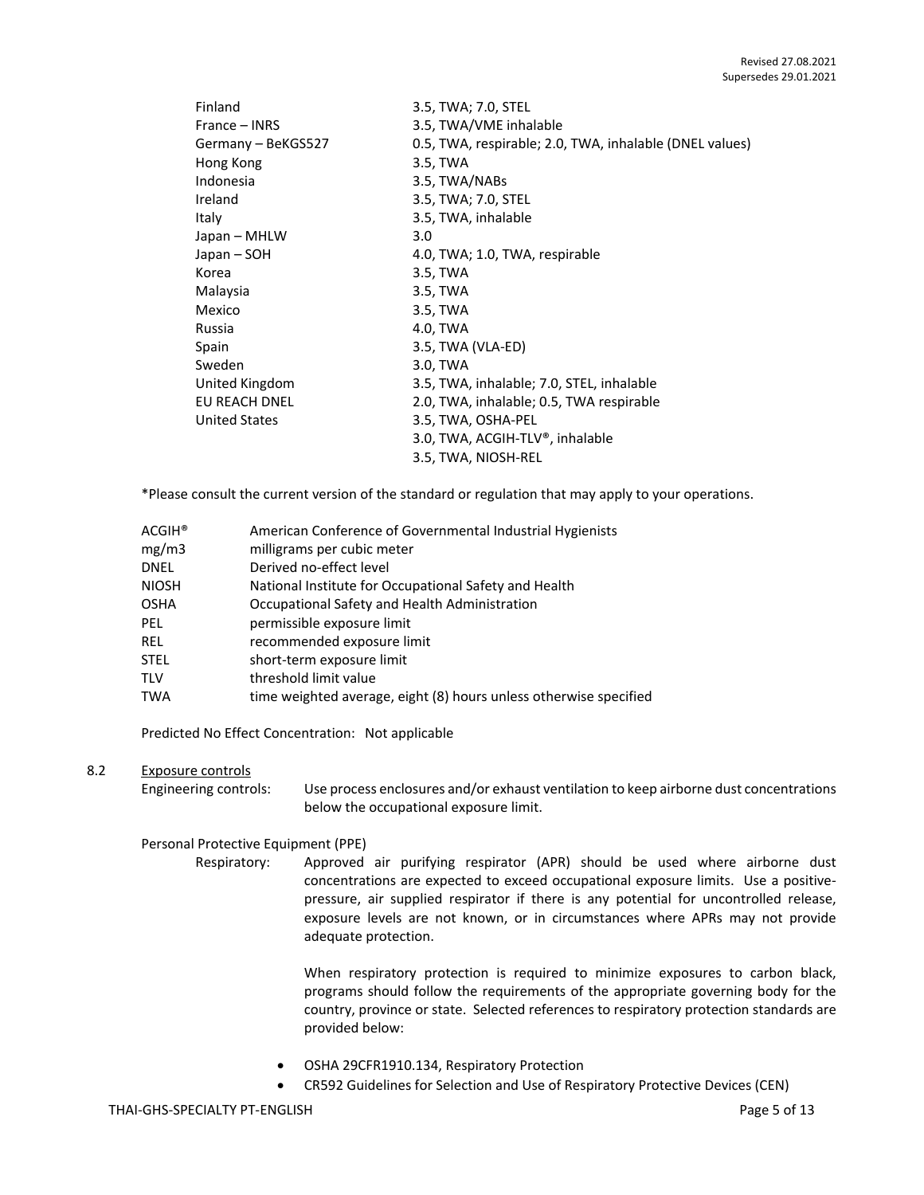| | |
|---|---|
| Finland | 3.5, TWA; 7.0, STEL |
| France – INRS | 3.5, TWA/VME inhalable |
| Germany – BeKGS527 | 0.5, TWA, respirable; 2.0, TWA, inhalable (DNEL values) |
| Hong Kong | 3.5, TWA |
| Indonesia | 3.5, TWA/NABs |
| Ireland | 3.5, TWA; 7.0, STEL |
| Italy | 3.5, TWA, inhalable |
| Japan – MHLW | 3.0 |
| Japan – SOH | 4.0, TWA; 1.0, TWA, respirable |
| Korea | 3.5, TWA |
| Malaysia | 3.5, TWA |
| Mexico | 3.5, TWA |
| Russia | 4.0, TWA |
| Spain | 3.5, TWA (VLA-ED) |
| Sweden | 3.0, TWA |
| United Kingdom | 3.5, TWA, inhalable; 7.0, STEL, inhalable |
| EU REACH DNEL | 2.0, TWA, inhalable; 0.5, TWA respirable |
| United States | 3.5, TWA, OSHA-PEL |
| | 3.0, TWA, ACGIH-TLV®, inhalable |
| | 3.5, TWA, NIOSH-REL |

*Please consult the current version of the standard or regulation that may apply to your operations.

| | |
|---|---|
| ACGIH® | American Conference of Governmental Industrial Hygienists |
| mg/m3 | milligrams per cubic meter |
| DNEL | Derived no-effect level |
| NIOSH | National Institute for Occupational Safety and Health |
| OSHA | Occupational Safety and Health Administration |
| PEL | permissible exposure limit |
| REL | recommended exposure limit |
| STEL | short-term exposure limit |
| TLV | threshold limit value |
| TWA | time weighted average, eight (8) hours unless otherwise specified |

Predicted No Effect Concentration: Not applicable

## 8.2 Exposure controls

Engineering controls: Use process enclosures and/or exhaust ventilation to keep airborne dust concentrations below the occupational exposure limit.

Personal Protective Equipment (PPE)

Respiratory: Approved air purifying respirator (APR) should be used where airborne dust concentrations are expected to exceed occupational exposure limits. Use a positive-pressure, air supplied respirator if there is any potential for uncontrolled release, exposure levels are not known, or in circumstances where APRs may not provide adequate protection.

When respiratory protection is required to minimize exposures to carbon black, programs should follow the requirements of the appropriate governing body for the country, province or state. Selected references to respiratory protection standards are provided below:

- OSHA 29CFR1910.134, Respiratory Protection
- CR592 Guidelines for Selection and Use of Respiratory Protective Devices (CEN)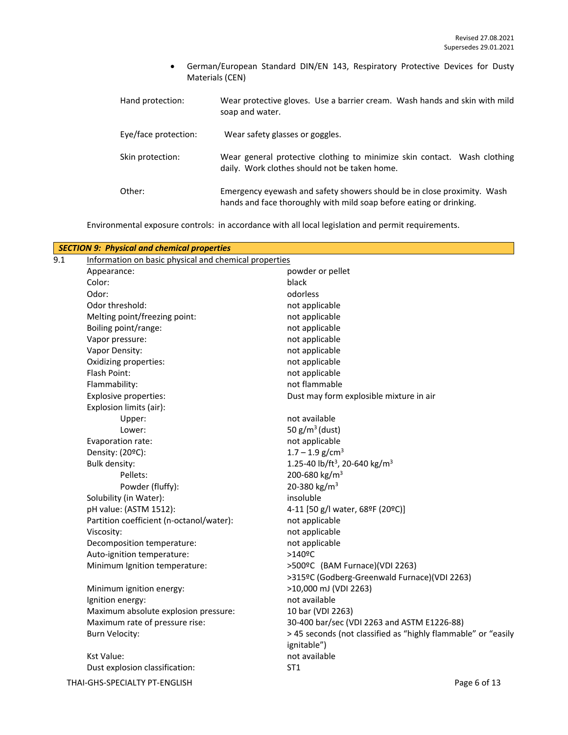- German/European Standard DIN/EN 143, Respiratory Protective Devices for Dusty Materials (CEN)

| | |
|---|---|
| Hand protection: | Wear protective gloves. Use a barrier cream. Wash hands and skin with mild soap and water. |
| Eye/face protection: | Wear safety glasses or goggles. |
| Skin protection: | Wear general protective clothing to minimize skin contact. Wash clothing daily. Work clothes should not be taken home. |
| Other: | Emergency eyewash and safety showers should be in close proximity. Wash hands and face thoroughly with mild soap before eating or drinking. |

Environmental exposure controls: in accordance with all local legislation and permit requirements.

## *SECTION 9: Physical and chemical properties*

9.1 Information on basic physical and chemical properties

| | |
|---|---|
| Appearance: | powder or pellet |
| Color: | black |
| Odor: | odorless |
| Odor threshold: | not applicable |
| Melting point/freezing point: | not applicable |
| Boiling point/range: | not applicable |
| Vapor pressure: | not applicable |
| Vapor Density: | not applicable |
| Oxidizing properties: | not applicable |
| Flash Point: | not applicable |
| Flammability: | not flammable |
| Explosive properties: | Dust may form explosible mixture in air |
| Explosion limits (air): | |
| Upper: | not available |
| Lower: | 50 g/m$^3$ (dust) |
| Evaporation rate: | not applicable |
| Density: (20ºC): | 1.7 – 1.9 g/cm$^3$ |
| Bulk density: | 1.25-40 lb/ft$^3$, 20-640 kg/m$^3$ |
| Pellets: | 200-680 kg/m$^3$ |
| Powder (fluffy): | 20-380 kg/m$^3$ |
| Solubility (in Water): | insoluble |
| pH value: (ASTM 1512): | 4-11 [50 g/l water, 68ºF (20ºC)] |
| Partition coefficient (n-octanol/water): | not applicable |
| Viscosity: | not applicable |
| Decomposition temperature: | not applicable |
| Auto-ignition temperature: | >140ºC |
| Minimum Ignition temperature: | >500ºC (BAM Furnace)(VDI 2263)<br>>315ºC (Godberg-Greenwald Furnace)(VDI 2263) |
| Minimum ignition energy: | >10,000 mJ (VDI 2263) |
| Ignition energy: | not available |
| Maximum absolute explosion pressure: | 10 bar (VDI 2263) |
| Maximum rate of pressure rise: | 30-400 bar/sec (VDI 2263 and ASTM E1226-88) |
| Burn Velocity: | > 45 seconds (not classified as "highly flammable" or "easily ignitable") |
| Kst Value: | not available |
| Dust explosion classification: | ST1 |

THAI-GHS-SPECIALTY PT-ENGLISH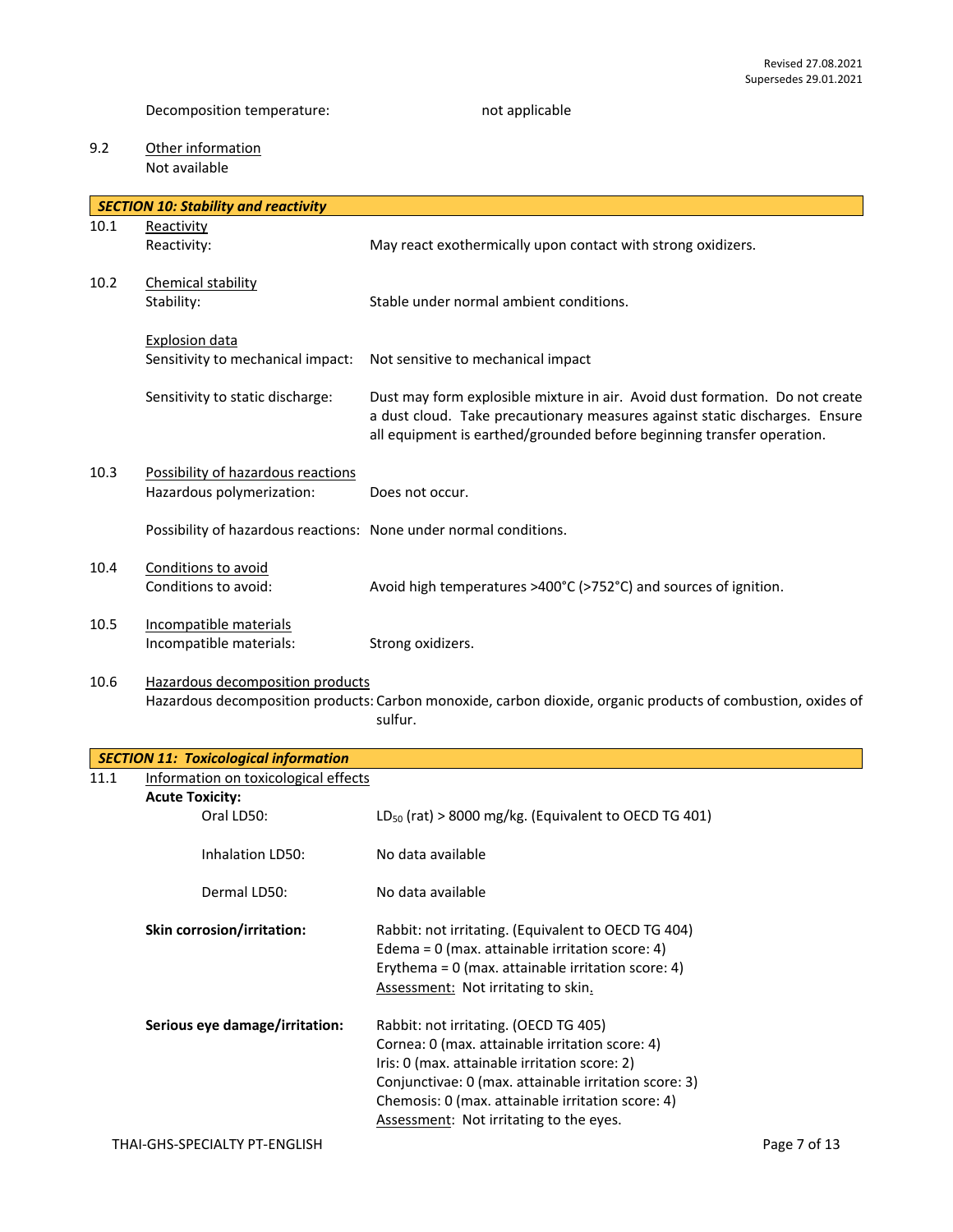Decomposition temperature: not applicable

9.2 Other information
Not available

## SECTION 10: Stability and reactivity

**10.1 Reactivity**

Reactivity: May react exothermically upon contact with strong oxidizers.

**10.2 Chemical stability**

Stability: Stable under normal ambient conditions.

Explosion data

Sensitivity to mechanical impact: Not sensitive to mechanical impact

Sensitivity to static discharge: Dust may form explosible mixture in air. Avoid dust formation. Do not create a dust cloud. Take precautionary measures against static discharges. Ensure all equipment is earthed/grounded before beginning transfer operation.

**10.3 Possibility of hazardous reactions**

Hazardous polymerization: Does not occur.

Possibility of hazardous reactions: None under normal conditions.

**10.4 Conditions to avoid**

Conditions to avoid: Avoid high temperatures >400°C (>752°C) and sources of ignition.

**10.5 Incompatible materials**

Incompatible materials: Strong oxidizers.

**10.6 Hazardous decomposition products**

Hazardous decomposition products: Carbon monoxide, carbon dioxide, organic products of combustion, oxides of sulfur.

## SECTION 11: Toxicological information

**11.1 Information on toxicological effects**

**Acute Toxicity:**

Oral LD50: $LD_{50}$ (rat) > 8000 mg/kg. (Equivalent to OECD TG 401)

Inhalation LD50: No data available

Dermal LD50: No data available

**Skin corrosion/irritation:** Rabbit: not irritating. (Equivalent to OECD TG 404)
Edema = 0 (max. attainable irritation score: 4)
Erythema = 0 (max. attainable irritation score: 4)
Assessment: Not irritating to skin.

**Serious eye damage/irritation:** Rabbit: not irritating. (OECD TG 405)
Cornea: 0 (max. attainable irritation score: 4)
Iris: 0 (max. attainable irritation score: 2)
Conjunctivae: 0 (max. attainable irritation score: 3)
Chemosis: 0 (max. attainable irritation score: 4)
Assessment: Not irritating to the eyes.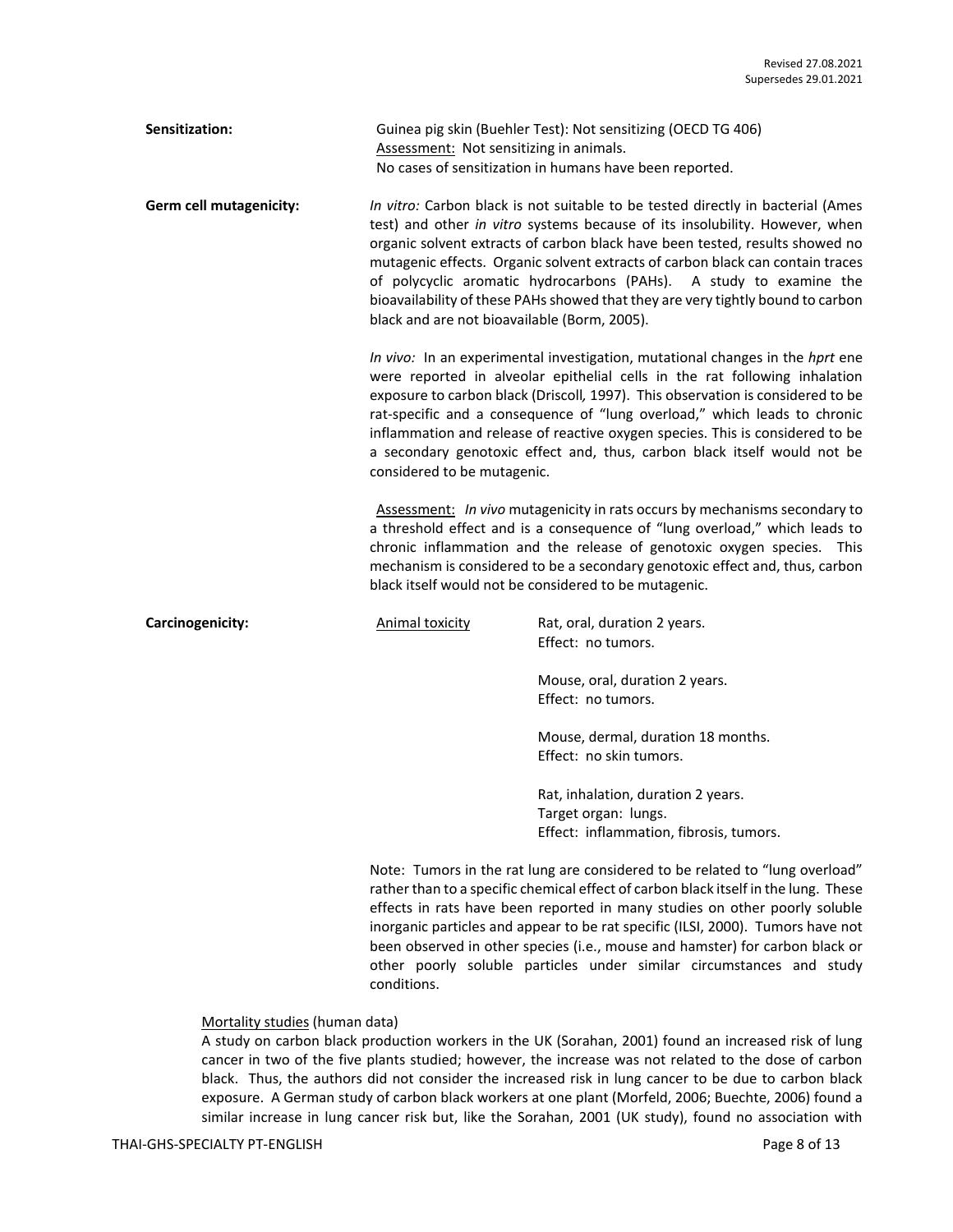**Sensitization:** Guinea pig skin (Buehler Test): Not sensitizing (OECD TG 406)
Assessment: Not sensitizing in animals.
No cases of sensitization in humans have been reported.

**Germ cell mutagenicity:** *In vitro:* Carbon black is not suitable to be tested directly in bacterial (Ames test) and other *in vitro* systems because of its insolubility. However, when organic solvent extracts of carbon black have been tested, results showed no mutagenic effects. Organic solvent extracts of carbon black can contain traces of polycyclic aromatic hydrocarbons (PAHs). A study to examine the bioavailability of these PAHs showed that they are very tightly bound to carbon black and are not bioavailable (Borm, 2005).

*In vivo:* In an experimental investigation, mutational changes in the *hprt* ene were reported in alveolar epithelial cells in the rat following inhalation exposure to carbon black (Driscoll, 1997). This observation is considered to be rat-specific and a consequence of "lung overload," which leads to chronic inflammation and release of reactive oxygen species. This is considered to be a secondary genotoxic effect and, thus, carbon black itself would not be considered to be mutagenic.

Assessment: *In vivo* mutagenicity in rats occurs by mechanisms secondary to a threshold effect and is a consequence of "lung overload," which leads to chronic inflammation and the release of genotoxic oxygen species. This mechanism is considered to be a secondary genotoxic effect and, thus, carbon black itself would not be considered to be mutagenic.

**Carcinogenicity:** Animal toxicity

Rat, oral, duration 2 years.
Effect: no tumors.

Mouse, oral, duration 2 years.
Effect: no tumors.

Mouse, dermal, duration 18 months.
Effect: no skin tumors.

Rat, inhalation, duration 2 years.
Target organ: lungs.
Effect: inflammation, fibrosis, tumors.

Note: Tumors in the rat lung are considered to be related to "lung overload" rather than to a specific chemical effect of carbon black itself in the lung. These effects in rats have been reported in many studies on other poorly soluble inorganic particles and appear to be rat specific (ILSI, 2000). Tumors have not been observed in other species (i.e., mouse and hamster) for carbon black or other poorly soluble particles under similar circumstances and study conditions.

Mortality studies (human data)
A study on carbon black production workers in the UK (Sorahan, 2001) found an increased risk of lung cancer in two of the five plants studied; however, the increase was not related to the dose of carbon black. Thus, the authors did not consider the increased risk in lung cancer to be due to carbon black exposure. A German study of carbon black workers at one plant (Morfeld, 2006; Buechte, 2006) found a similar increase in lung cancer risk but, like the Sorahan, 2001 (UK study), found no association with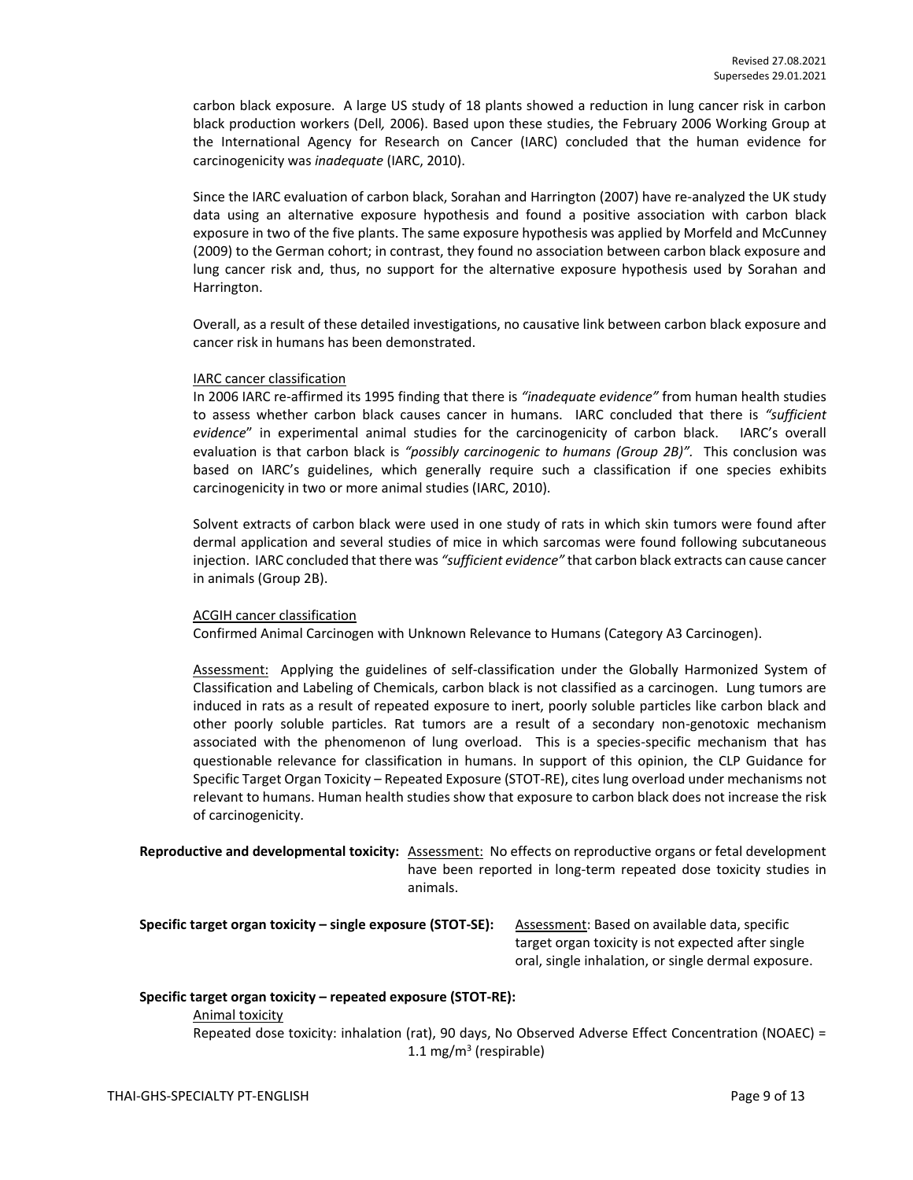carbon black exposure. A large US study of 18 plants showed a reduction in lung cancer risk in carbon black production workers (Dell*,* 2006). Based upon these studies, the February 2006 Working Group at the International Agency for Research on Cancer (IARC) concluded that the human evidence for carcinogenicity was *inadequate* (IARC, 2010).

Since the IARC evaluation of carbon black, Sorahan and Harrington (2007) have re-analyzed the UK study data using an alternative exposure hypothesis and found a positive association with carbon black exposure in two of the five plants. The same exposure hypothesis was applied by Morfeld and McCunney (2009) to the German cohort; in contrast, they found no association between carbon black exposure and lung cancer risk and, thus, no support for the alternative exposure hypothesis used by Sorahan and Harrington.

Overall, as a result of these detailed investigations, no causative link between carbon black exposure and cancer risk in humans has been demonstrated.

<u>IARC cancer classification</u>

In 2006 IARC re-affirmed its 1995 finding that there is *"inadequate evidence"* from human health studies to assess whether carbon black causes cancer in humans. IARC concluded that there is *"sufficient evidence*" in experimental animal studies for the carcinogenicity of carbon black. IARC's overall evaluation is that carbon black is *"possibly carcinogenic to humans (Group 2B)"*. This conclusion was based on IARC's guidelines, which generally require such a classification if one species exhibits carcinogenicity in two or more animal studies (IARC, 2010).

Solvent extracts of carbon black were used in one study of rats in which skin tumors were found after dermal application and several studies of mice in which sarcomas were found following subcutaneous injection. IARC concluded that there was *"sufficient evidence"* that carbon black extracts can cause cancer in animals (Group 2B).

<u>ACGIH cancer classification</u>

Confirmed Animal Carcinogen with Unknown Relevance to Humans (Category A3 Carcinogen).

<u>Assessment:</u> Applying the guidelines of self-classification under the Globally Harmonized System of Classification and Labeling of Chemicals, carbon black is not classified as a carcinogen. Lung tumors are induced in rats as a result of repeated exposure to inert, poorly soluble particles like carbon black and other poorly soluble particles. Rat tumors are a result of a secondary non-genotoxic mechanism associated with the phenomenon of lung overload. This is a species-specific mechanism that has questionable relevance for classification in humans. In support of this opinion, the CLP Guidance for Specific Target Organ Toxicity – Repeated Exposure (STOT-RE), cites lung overload under mechanisms not relevant to humans. Human health studies show that exposure to carbon black does not increase the risk of carcinogenicity.

**Reproductive and developmental toxicity:** <u>Assessment:</u> No effects on reproductive organs or fetal development have been reported in long-term repeated dose toxicity studies in animals.

**Specific target organ toxicity – single exposure (STOT-SE):** <u>Assessment</u>: Based on available data, specific target organ toxicity is not expected after single oral, single inhalation, or single dermal exposure.

**Specific target organ toxicity – repeated exposure (STOT-RE):**

<u>Animal toxicity</u>

Repeated dose toxicity: inhalation (rat), 90 days, No Observed Adverse Effect Concentration (NOAEC) = 1.1 mg/m$^3$ (respirable)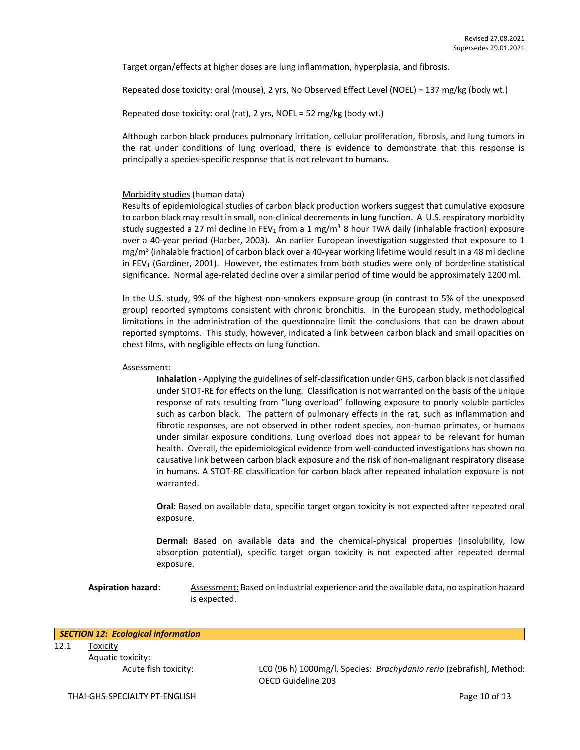Target organ/effects at higher doses are lung inflammation, hyperplasia, and fibrosis.

Repeated dose toxicity: oral (mouse), 2 yrs, No Observed Effect Level (NOEL) = 137 mg/kg (body wt.)

Repeated dose toxicity: oral (rat), 2 yrs, NOEL = 52 mg/kg (body wt.)

Although carbon black produces pulmonary irritation, cellular proliferation, fibrosis, and lung tumors in the rat under conditions of lung overload, there is evidence to demonstrate that this response is principally a species-specific response that is not relevant to humans.

Morbidity studies (human data)
Results of epidemiological studies of carbon black production workers suggest that cumulative exposure to carbon black may result in small, non-clinical decrements in lung function. A U.S. respiratory morbidity study suggested a 27 ml decline in $FEV_1$ from a 1 mg/m$^3$ 8 hour TWA daily (inhalable fraction) exposure over a 40-year period (Harber, 2003). An earlier European investigation suggested that exposure to 1 mg/m$^3$ (inhalable fraction) of carbon black over a 40-year working lifetime would result in a 48 ml decline in $FEV_1$ (Gardiner, 2001). However, the estimates from both studies were only of borderline statistical significance. Normal age-related decline over a similar period of time would be approximately 1200 ml.

In the U.S. study, 9% of the highest non-smokers exposure group (in contrast to 5% of the unexposed group) reported symptoms consistent with chronic bronchitis. In the European study, methodological limitations in the administration of the questionnaire limit the conclusions that can be drawn about reported symptoms. This study, however, indicated a link between carbon black and small opacities on chest films, with negligible effects on lung function.

Assessment:

**Inhalation** - Applying the guidelines of self-classification under GHS, carbon black is not classified under STOT-RE for effects on the lung. Classification is not warranted on the basis of the unique response of rats resulting from "lung overload" following exposure to poorly soluble particles such as carbon black. The pattern of pulmonary effects in the rat, such as inflammation and fibrotic responses, are not observed in other rodent species, non-human primates, or humans under similar exposure conditions. Lung overload does not appear to be relevant for human health. Overall, the epidemiological evidence from well-conducted investigations has shown no causative link between carbon black exposure and the risk of non-malignant respiratory disease in humans. A STOT-RE classification for carbon black after repeated inhalation exposure is not warranted.

**Oral:** Based on available data, specific target organ toxicity is not expected after repeated oral exposure.

**Dermal:** Based on available data and the chemical-physical properties (insolubility, low absorption potential), specific target organ toxicity is not expected after repeated dermal exposure.

**Aspiration hazard:** Assessment: Based on industrial experience and the available data, no aspiration hazard is expected.

## *SECTION 12: Ecological information*

12.1 Toxicity

Aquatic toxicity:

Acute fish toxicity: LC0 (96 h) 1000mg/l, Species: *Brachydanio rerio* (zebrafish), Method: OECD Guideline 203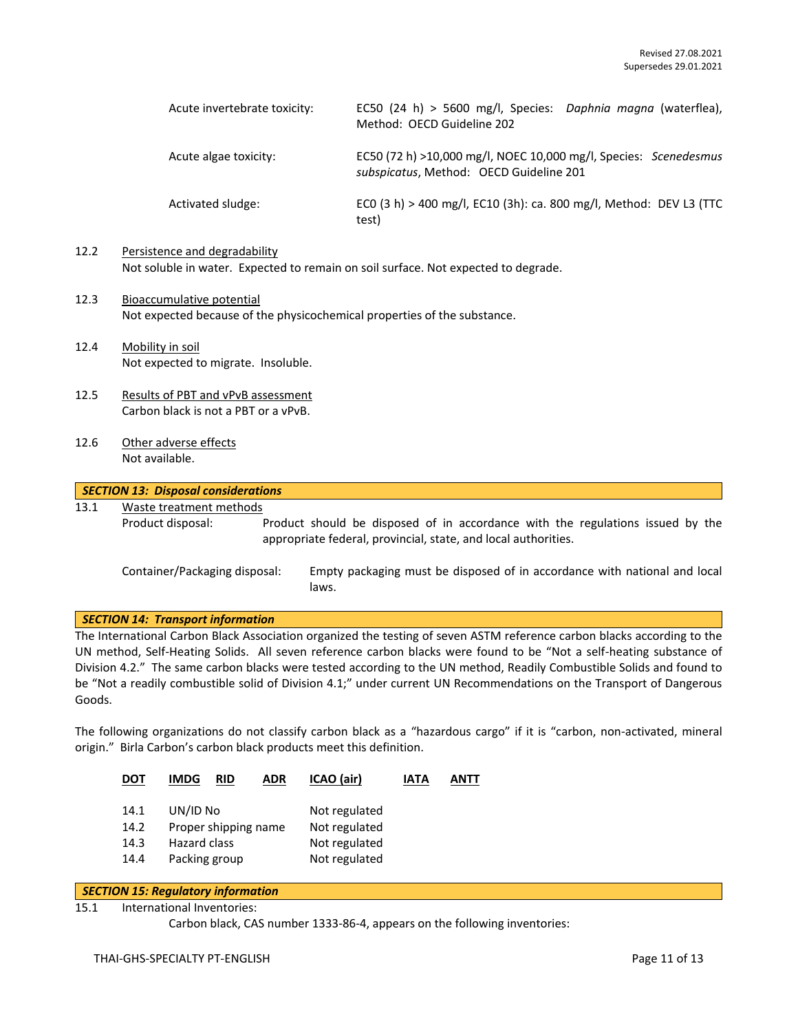| | |
|---|---|
| Acute invertebrate toxicity: | EC50 (24 h) > 5600 mg/l, Species: *Daphnia magna* (waterflea), Method: OECD Guideline 202 |
| Acute algae toxicity: | EC50 (72 h) >10,000 mg/l, NOEC 10,000 mg/l, Species: *Scenedesmus subspicatus*, Method: OECD Guideline 201 |
| Activated sludge: | EC0 (3 h) > 400 mg/l, EC10 (3h): ca. 800 mg/l, Method: DEV L3 (TTC test) |

12.2 Persistence and degradability
Not soluble in water. Expected to remain on soil surface. Not expected to degrade.

12.3 Bioaccumulative potential
Not expected because of the physicochemical properties of the substance.

12.4 Mobility in soil
Not expected to migrate. Insoluble.

12.5 Results of PBT and vPvB assessment
Carbon black is not a PBT or a vPvB.

12.6 Other adverse effects
Not available.

## *SECTION 13: Disposal considerations*

13.1 Waste treatment methods

Product disposal: Product should be disposed of in accordance with the regulations issued by the appropriate federal, provincial, state, and local authorities.

Container/Packaging disposal: Empty packaging must be disposed of in accordance with national and local laws.

## *SECTION 14: Transport information*

The International Carbon Black Association organized the testing of seven ASTM reference carbon blacks according to the UN method, Self-Heating Solids. All seven reference carbon blacks were found to be "Not a self-heating substance of Division 4.2." The same carbon blacks were tested according to the UN method, Readily Combustible Solids and found to be "Not a readily combustible solid of Division 4.1;" under current UN Recommendations on the Transport of Dangerous Goods.

The following organizations do not classify carbon black as a "hazardous cargo" if it is "carbon, non-activated, mineral origin." Birla Carbon's carbon black products meet this definition.

**DOT** **IMDG** **RID** **ADR** **ICAO (air)** **IATA** **ANTT**

| | | |
|---|---|---|
| 14.1 | UN/ID No | Not regulated |
| 14.2 | Proper shipping name | Not regulated |
| 14.3 | Hazard class | Not regulated |
| 14.4 | Packing group | Not regulated |

## *SECTION 15: Regulatory information*

15.1 International Inventories:

Carbon black, CAS number 1333-86-4, appears on the following inventories: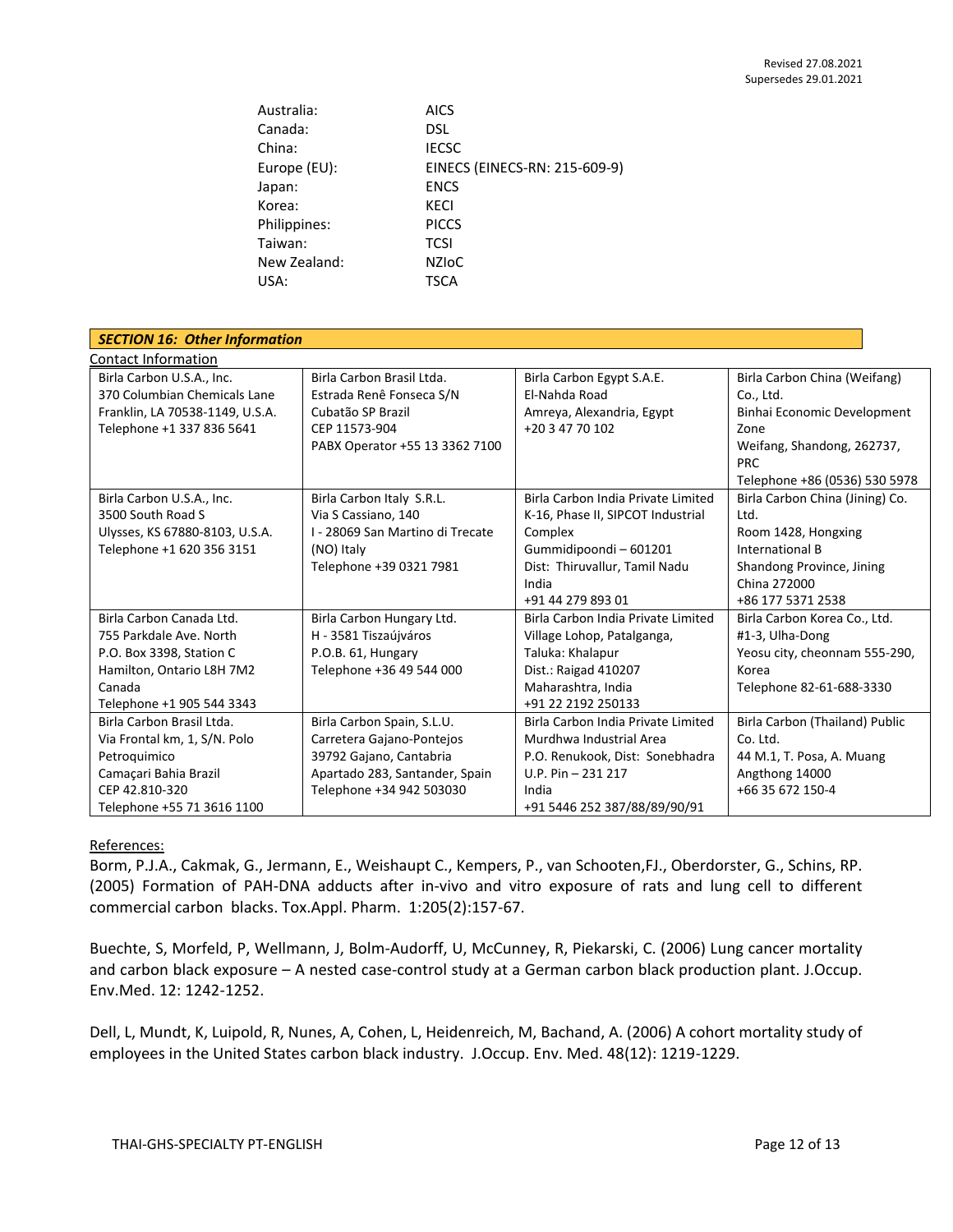Revised 27.08.2021
Supersedes 29.01.2021

| | |
|---|---|
| Australia: | AICS |
| Canada: | DSL |
| China: | IECSC |
| Europe (EU): | EINECS (EINECS-RN: 215-609-9) |
| Japan: | ENCS |
| Korea: | KECI |
| Philippines: | PICCS |
| Taiwan: | TCSI |
| New Zealand: | NZIoC |
| USA: | TSCA |

## *SECTION 16: Other Information*

Contact Information

| | | | |
|---|---|---|---|
| Birla Carbon U.S.A., Inc.<br>370 Columbian Chemicals Lane<br>Franklin, LA 70538-1149, U.S.A.<br>Telephone +1 337 836 5641 | Birla Carbon Brasil Ltda.<br>Estrada Renê Fonseca S/N<br>Cubatão SP Brazil<br>CEP 11573-904<br>PABX Operator +55 13 3362 7100 | Birla Carbon Egypt S.A.E.<br>El-Nahda Road<br>Amreya, Alexandria, Egypt<br>+20 3 47 70 102 | Birla Carbon China (Weifang) Co., Ltd.<br>Binhai Economic Development Zone<br>Weifang, Shandong, 262737, PRC<br>Telephone +86 (0536) 530 5978 |
| Birla Carbon U.S.A., Inc.<br>3500 South Road S<br>Ulysses, KS 67880-8103, U.S.A.<br>Telephone +1 620 356 3151 | Birla Carbon Italy S.R.L.<br>Via S Cassiano, 140<br>I - 28069 San Martino di Trecate (NO) Italy<br>Telephone +39 0321 7981 | Birla Carbon India Private Limited<br>K-16, Phase II, SIPCOT Industrial Complex<br>Gummidipoondi – 601201<br>Dist: Thiruvallur, Tamil Nadu India<br>+91 44 279 893 01 | Birla Carbon China (Jining) Co. Ltd.<br>Room 1428, Hongxing International B<br>Shandong Province, Jining China 272000<br>+86 177 5371 2538 |
| Birla Carbon Canada Ltd.<br>755 Parkdale Ave. North<br>P.O. Box 3398, Station C<br>Hamilton, Ontario L8H 7M2<br>Canada<br>Telephone +1 905 544 3343 | Birla Carbon Hungary Ltd.<br>H - 3581 Tiszaújváros<br>P.O.B. 61, Hungary<br>Telephone +36 49 544 000 | Birla Carbon India Private Limited<br>Village Lohop, Patalganga,<br>Taluka: Khalapur<br>Dist.: Raigad 410207<br>Maharashtra, India<br>+91 22 2192 250133 | Birla Carbon Korea Co., Ltd.<br>#1-3, Ulha-Dong<br>Yeosu city, cheonnam 555-290, Korea<br>Telephone 82-61-688-3330 |
| Birla Carbon Brasil Ltda.<br>Via Frontal km, 1, S/N. Polo Petroquimico<br>Camaçari Bahia Brazil<br>CEP 42.810-320<br>Telephone +55 71 3616 1100 | Birla Carbon Spain, S.L.U.<br>Carretera Gajano-Pontejos<br>39792 Gajano, Cantabria<br>Apartado 283, Santander, Spain<br>Telephone +34 942 503030 | Birla Carbon India Private Limited<br>Murdhwa Industrial Area<br>P.O. Renukook, Dist: Sonebhadra<br>U.P. Pin – 231 217<br>India<br>+91 5446 252 387/88/89/90/91 | Birla Carbon (Thailand) Public Co. Ltd.<br>44 M.1, T. Posa, A. Muang<br>Angthong 14000<br>+66 35 672 150-4 |

References:

Borm, P.J.A., Cakmak, G., Jermann, E., Weishaupt C., Kempers, P., van Schooten,FJ., Oberdorster, G., Schins, RP. (2005) Formation of PAH-DNA adducts after in-vivo and vitro exposure of rats and lung cell to different commercial carbon blacks. Tox.Appl. Pharm. 1:205(2):157-67.

Buechte, S, Morfeld, P, Wellmann, J, Bolm-Audorff, U, McCunney, R, Piekarski, C. (2006) Lung cancer mortality and carbon black exposure – A nested case-control study at a German carbon black production plant. J.Occup. Env.Med. 12: 1242-1252.

Dell, L, Mundt, K, Luipold, R, Nunes, A, Cohen, L, Heidenreich, M, Bachand, A. (2006) A cohort mortality study of employees in the United States carbon black industry. J.Occup. Env. Med. 48(12): 1219-1229.

THAI-GHS-SPECIALTY PT-ENGLISH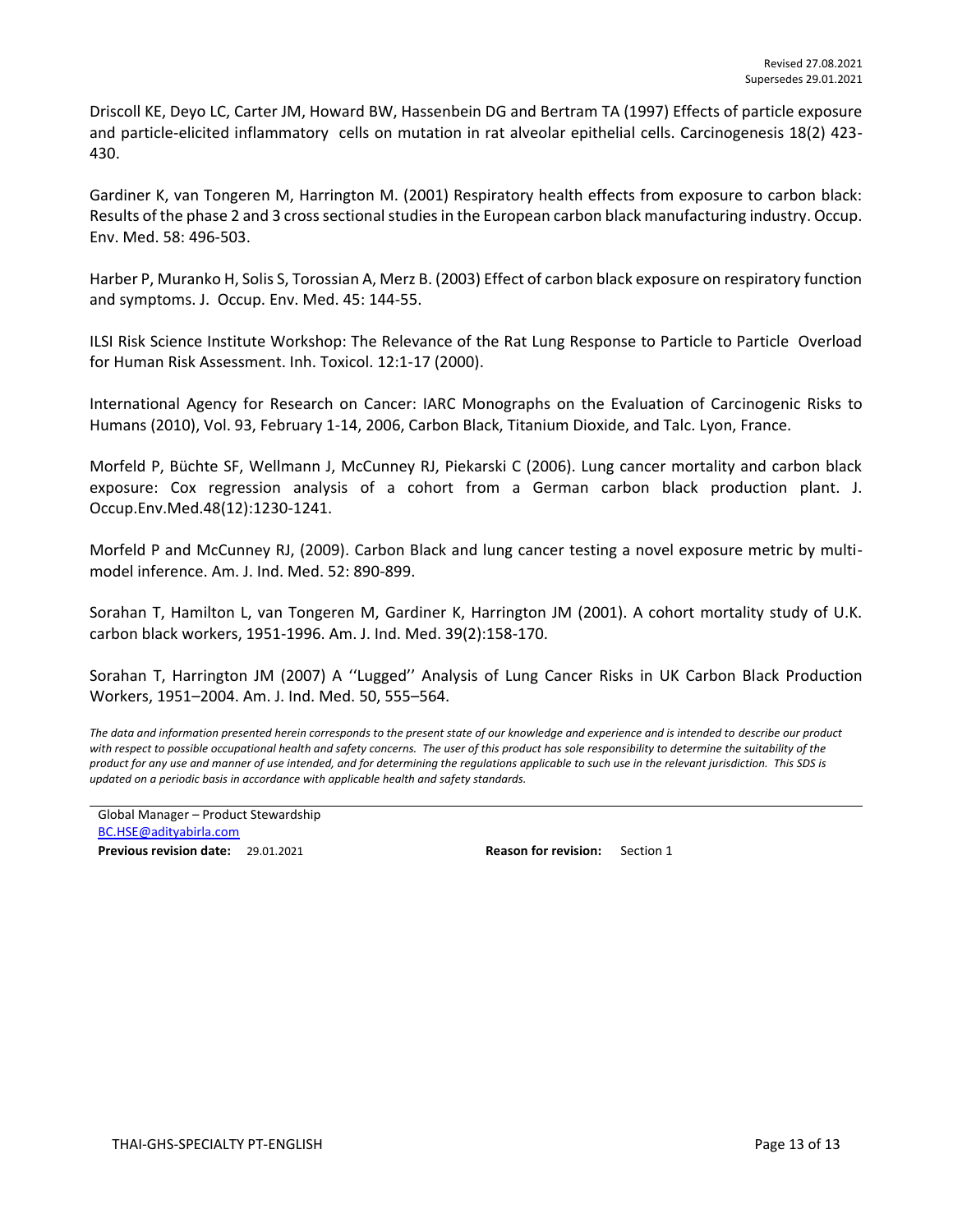Driscoll KE, Deyo LC, Carter JM, Howard BW, Hassenbein DG and Bertram TA (1997) Effects of particle exposure and particle-elicited inflammatory cells on mutation in rat alveolar epithelial cells. Carcinogenesis 18(2) 423-430.

Gardiner K, van Tongeren M, Harrington M. (2001) Respiratory health effects from exposure to carbon black: Results of the phase 2 and 3 cross sectional studies in the European carbon black manufacturing industry. Occup. Env. Med. 58: 496-503.

Harber P, Muranko H, Solis S, Torossian A, Merz B. (2003) Effect of carbon black exposure on respiratory function and symptoms. J. Occup. Env. Med. 45: 144-55.

ILSI Risk Science Institute Workshop: The Relevance of the Rat Lung Response to Particle to Particle Overload for Human Risk Assessment. Inh. Toxicol. 12:1-17 (2000).

International Agency for Research on Cancer: IARC Monographs on the Evaluation of Carcinogenic Risks to Humans (2010), Vol. 93, February 1-14, 2006, Carbon Black, Titanium Dioxide, and Talc. Lyon, France.

Morfeld P, Büchte SF, Wellmann J, McCunney RJ, Piekarski C (2006). Lung cancer mortality and carbon black exposure: Cox regression analysis of a cohort from a German carbon black production plant. J. Occup.Env.Med.48(12):1230-1241.

Morfeld P and McCunney RJ, (2009). Carbon Black and lung cancer testing a novel exposure metric by multi-model inference. Am. J. Ind. Med. 52: 890-899.

Sorahan T, Hamilton L, van Tongeren M, Gardiner K, Harrington JM (2001). A cohort mortality study of U.K. carbon black workers, 1951-1996. Am. J. Ind. Med. 39(2):158-170.

Sorahan T, Harrington JM (2007) A ''Lugged'' Analysis of Lung Cancer Risks in UK Carbon Black Production Workers, 1951–2004. Am. J. Ind. Med. 50, 555–564.

*The data and information presented herein corresponds to the present state of our knowledge and experience and is intended to describe our product with respect to possible occupational health and safety concerns. The user of this product has sole responsibility to determine the suitability of the product for any use and manner of use intended, and for determining the regulations applicable to such use in the relevant jurisdiction. This SDS is updated on a periodic basis in accordance with applicable health and safety standards.*

Global Manager – Product Stewardship
BC.HSE@adityabirla.com
**Previous revision date:** 29.01.2021 **Reason for revision:** Section 1